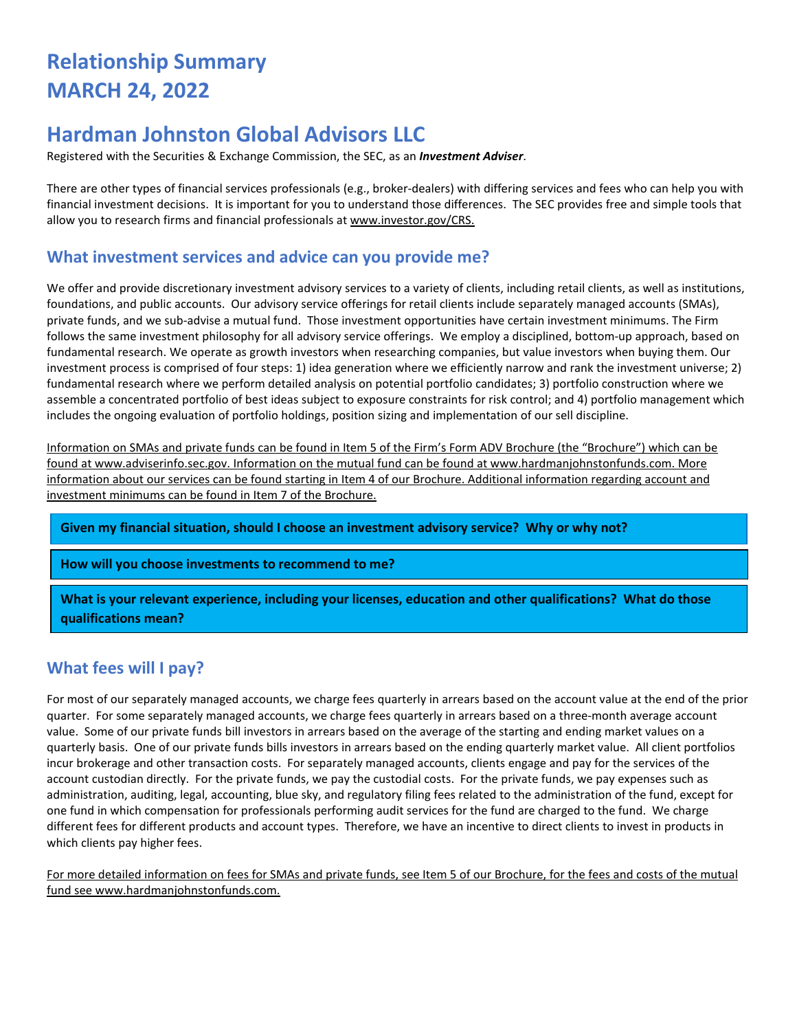# Relationship Summary
# MARCH 24, 2022

# Hardman Johnston Global Advisors LLC

Registered with the Securities & Exchange Commission, the SEC, as an ***Investment Adviser***.

There are other types of financial services professionals (e.g., broker-dealers) with differing services and fees who can help you with financial investment decisions. It is important for you to understand those differences. The SEC provides free and simple tools that allow you to research firms and financial professionals at www.investor.gov/CRS.

## What investment services and advice can you provide me?

We offer and provide discretionary investment advisory services to a variety of clients, including retail clients, as well as institutions, foundations, and public accounts. Our advisory service offerings for retail clients include separately managed accounts (SMAs), private funds, and we sub-advise a mutual fund. Those investment opportunities have certain investment minimums. The Firm follows the same investment philosophy for all advisory service offerings. We employ a disciplined, bottom-up approach, based on fundamental research. We operate as growth investors when researching companies, but value investors when buying them. Our investment process is comprised of four steps: 1) idea generation where we efficiently narrow and rank the investment universe; 2) fundamental research where we perform detailed analysis on potential portfolio candidates; 3) portfolio construction where we assemble a concentrated portfolio of best ideas subject to exposure constraints for risk control; and 4) portfolio management which includes the ongoing evaluation of portfolio holdings, position sizing and implementation of our sell discipline.

Information on SMAs and private funds can be found in Item 5 of the Firm's Form ADV Brochure (the "Brochure") which can be found at www.adviserinfo.sec.gov. Information on the mutual fund can be found at www.hardmanjohnstonfunds.com. More information about our services can be found starting in Item 4 of our Brochure. Additional information regarding account and investment minimums can be found in Item 7 of the Brochure.

**Given my financial situation, should I choose an investment advisory service? Why or why not?**

**How will you choose investments to recommend to me?**

**What is your relevant experience, including your licenses, education and other qualifications? What do those qualifications mean?**

## What fees will I pay?

For most of our separately managed accounts, we charge fees quarterly in arrears based on the account value at the end of the prior quarter. For some separately managed accounts, we charge fees quarterly in arrears based on a three-month average account value. Some of our private funds bill investors in arrears based on the average of the starting and ending market values on a quarterly basis. One of our private funds bills investors in arrears based on the ending quarterly market value. All client portfolios incur brokerage and other transaction costs. For separately managed accounts, clients engage and pay for the services of the account custodian directly. For the private funds, we pay the custodial costs. For the private funds, we pay expenses such as administration, auditing, legal, accounting, blue sky, and regulatory filing fees related to the administration of the fund, except for one fund in which compensation for professionals performing audit services for the fund are charged to the fund. We charge different fees for different products and account types. Therefore, we have an incentive to direct clients to invest in products in which clients pay higher fees.

For more detailed information on fees for SMAs and private funds, see Item 5 of our Brochure, for the fees and costs of the mutual fund see www.hardmanjohnstonfunds.com.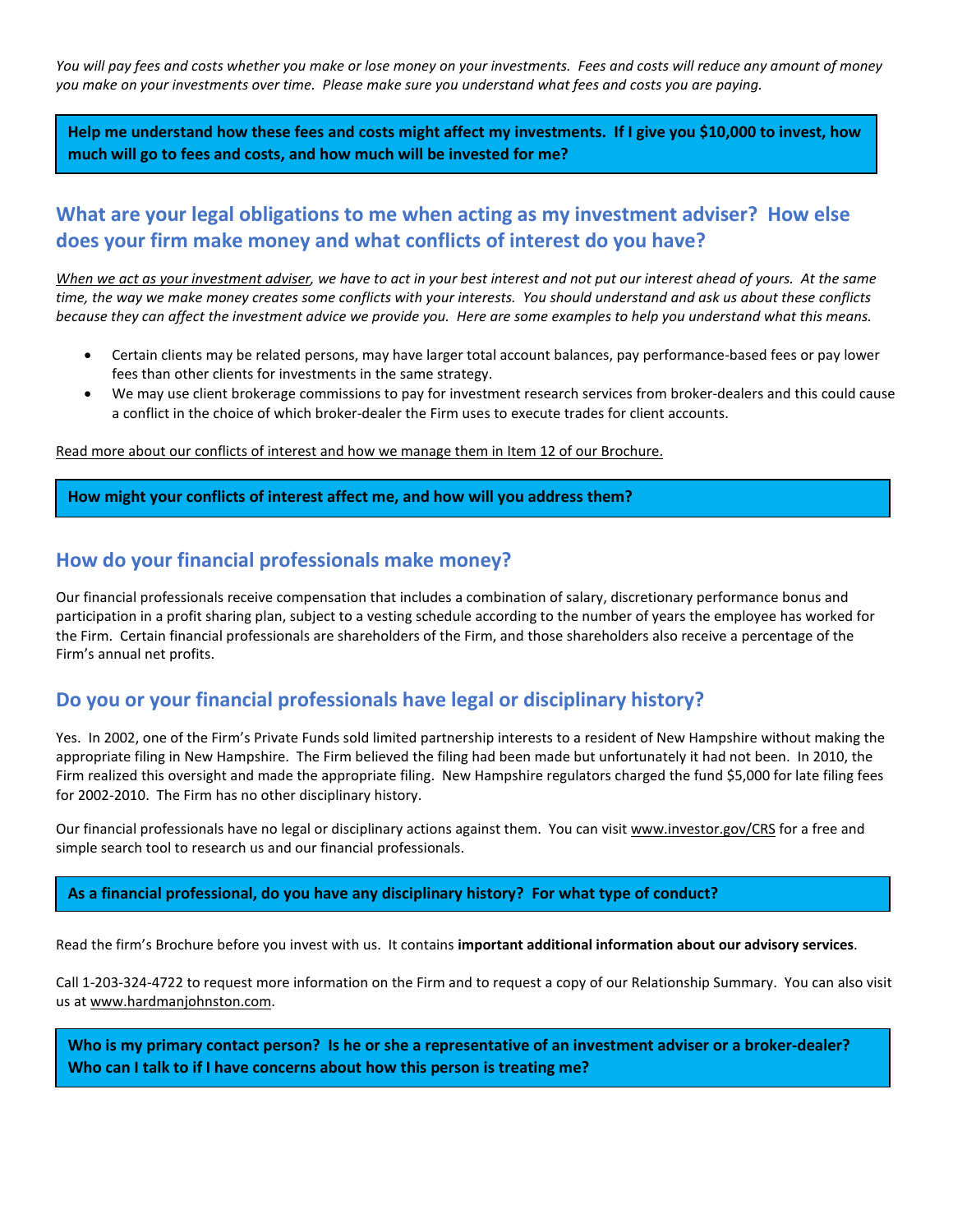*You will pay fees and costs whether you make or lose money on your investments. Fees and costs will reduce any amount of money you make on your investments over time. Please make sure you understand what fees and costs you are paying.*

> **Help me understand how these fees and costs might affect my investments. If I give you $10,000 to invest, how much will go to fees and costs, and how much will be invested for me?**

## What are your legal obligations to me when acting as my investment adviser? How else does your firm make money and what conflicts of interest do you have?

*When we act as your investment adviser, we have to act in your best interest and not put our interest ahead of yours. At the same time, the way we make money creates some conflicts with your interests. You should understand and ask us about these conflicts because they can affect the investment advice we provide you. Here are some examples to help you understand what this means.*

- Certain clients may be related persons, may have larger total account balances, pay performance-based fees or pay lower fees than other clients for investments in the same strategy.
- We may use client brokerage commissions to pay for investment research services from broker-dealers and this could cause a conflict in the choice of which broker-dealer the Firm uses to execute trades for client accounts.

Read more about our conflicts of interest and how we manage them in Item 12 of our Brochure.

> **How might your conflicts of interest affect me, and how will you address them?**

## How do your financial professionals make money?

Our financial professionals receive compensation that includes a combination of salary, discretionary performance bonus and participation in a profit sharing plan, subject to a vesting schedule according to the number of years the employee has worked for the Firm. Certain financial professionals are shareholders of the Firm, and those shareholders also receive a percentage of the Firm's annual net profits.

## Do you or your financial professionals have legal or disciplinary history?

Yes. In 2002, one of the Firm's Private Funds sold limited partnership interests to a resident of New Hampshire without making the appropriate filing in New Hampshire. The Firm believed the filing had been made but unfortunately it had not been. In 2010, the Firm realized this oversight and made the appropriate filing. New Hampshire regulators charged the fund $5,000 for late filing fees for 2002-2010. The Firm has no other disciplinary history.

Our financial professionals have no legal or disciplinary actions against them. You can visit www.investor.gov/CRS for a free and simple search tool to research us and our financial professionals.

> **As a financial professional, do you have any disciplinary history? For what type of conduct?**

Read the firm's Brochure before you invest with us. It contains **important additional information about our advisory services**.

Call 1-203-324-4722 to request more information on the Firm and to request a copy of our Relationship Summary. You can also visit us at www.hardmanjohnston.com.

> **Who is my primary contact person? Is he or she a representative of an investment adviser or a broker-dealer? Who can I talk to if I have concerns about how this person is treating me?**